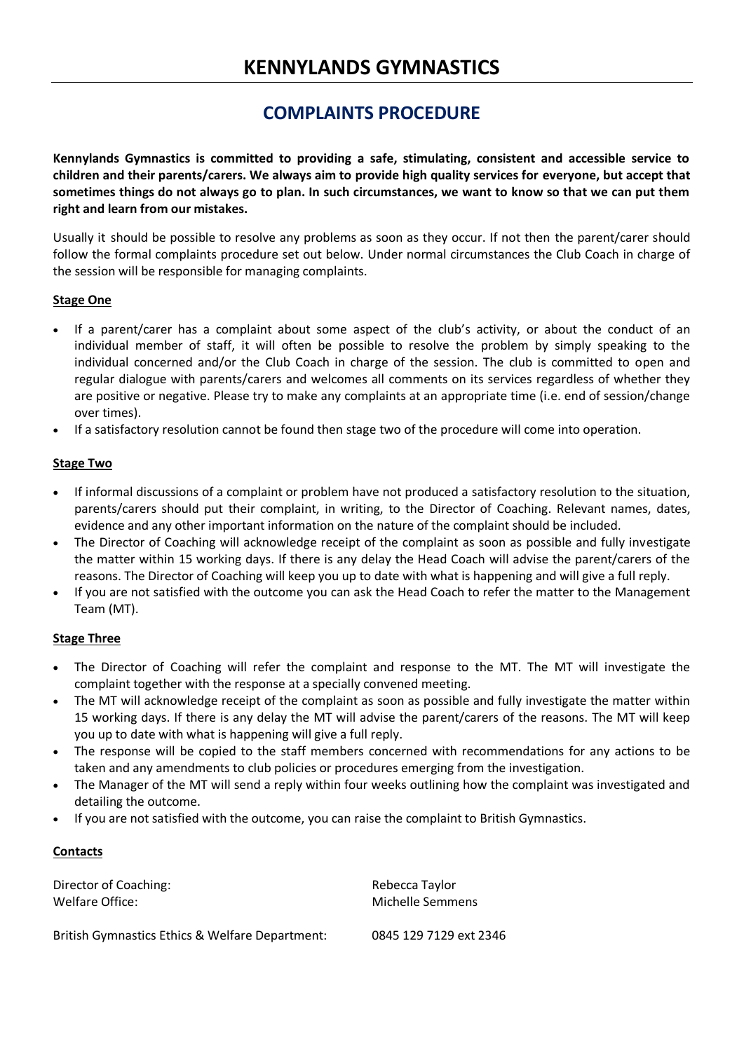# KENNYLANDS GYMNASTICS

## COMPLAINTS PROCEDURE

**Kennylands Gymnastics is committed to providing a safe, stimulating, consistent and accessible service to children and their parents/carers. We always aim to provide high quality services for everyone, but accept that sometimes things do not always go to plan. In such circumstances, we want to know so that we can put them right and learn from our mistakes.**

Usually it should be possible to resolve any problems as soon as they occur. If not then the parent/carer should follow the formal complaints procedure set out below. Under normal circumstances the Club Coach in charge of the session will be responsible for managing complaints.

### Stage One

- If a parent/carer has a complaint about some aspect of the club's activity, or about the conduct of an individual member of staff, it will often be possible to resolve the problem by simply speaking to the individual concerned and/or the Club Coach in charge of the session. The club is committed to open and regular dialogue with parents/carers and welcomes all comments on its services regardless of whether they are positive or negative. Please try to make any complaints at an appropriate time (i.e. end of session/change over times).
- If a satisfactory resolution cannot be found then stage two of the procedure will come into operation.

### Stage Two

- If informal discussions of a complaint or problem have not produced a satisfactory resolution to the situation, parents/carers should put their complaint, in writing, to the Director of Coaching. Relevant names, dates, evidence and any other important information on the nature of the complaint should be included.
- The Director of Coaching will acknowledge receipt of the complaint as soon as possible and fully investigate the matter within 15 working days. If there is any delay the Head Coach will advise the parent/carers of the reasons. The Director of Coaching will keep you up to date with what is happening and will give a full reply.
- If you are not satisfied with the outcome you can ask the Head Coach to refer the matter to the Management Team (MT).

### Stage Three

- The Director of Coaching will refer the complaint and response to the MT. The MT will investigate the complaint together with the response at a specially convened meeting.
- The MT will acknowledge receipt of the complaint as soon as possible and fully investigate the matter within 15 working days. If there is any delay the MT will advise the parent/carers of the reasons. The MT will keep you up to date with what is happening will give a full reply.
- The response will be copied to the staff members concerned with recommendations for any actions to be taken and any amendments to club policies or procedures emerging from the investigation.
- The Manager of the MT will send a reply within four weeks outlining how the complaint was investigated and detailing the outcome.
- If you are not satisfied with the outcome, you can raise the complaint to British Gymnastics.

### Contacts

| | |
|---|---|
| Director of Coaching: | Rebecca Taylor |
| Welfare Office: | Michelle Semmens |
| British Gymnastics Ethics & Welfare Department: | 0845 129 7129 ext 2346 |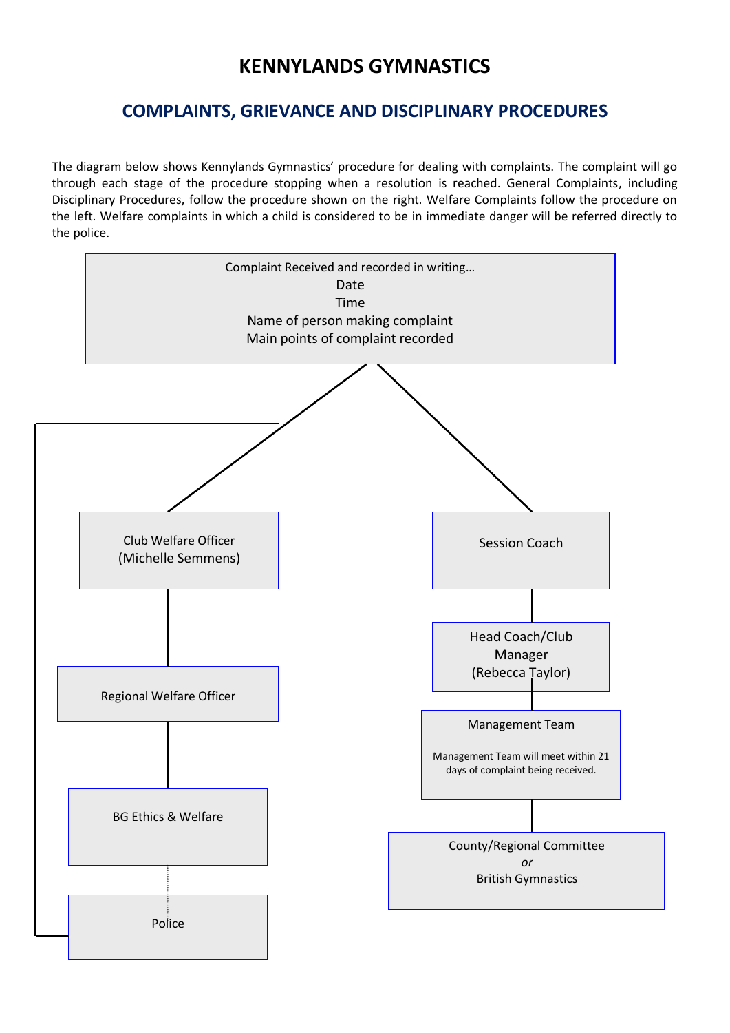# KENNYLANDS GYMNASTICS

## COMPLAINTS, GRIEVANCE AND DISCIPLINARY PROCEDURES

The diagram below shows Kennylands Gymnastics' procedure for dealing with complaints. The complaint will go through each stage of the procedure stopping when a resolution is reached. General Complaints, including Disciplinary Procedures, follow the procedure shown on the right. Welfare Complaints follow the procedure on the left. Welfare complaints in which a child is considered to be in immediate danger will be referred directly to the police.

Complaint Received and recorded in writing…
Date
Time
Name of person making complaint
Main points of complaint recorded

**Welfare Complaints (left):**

- Club Welfare Officer (Michelle Semmens)
- Regional Welfare Officer
- BG Ethics & Welfare
- Police

**General Complaints, including Disciplinary Procedures (right):**

- Session Coach
- Head Coach/Club Manager (Rebecca Taylor)
- Management Team
  - Management Team will meet within 21 days of complaint being received.
- County/Regional Committee *or* British Gymnastics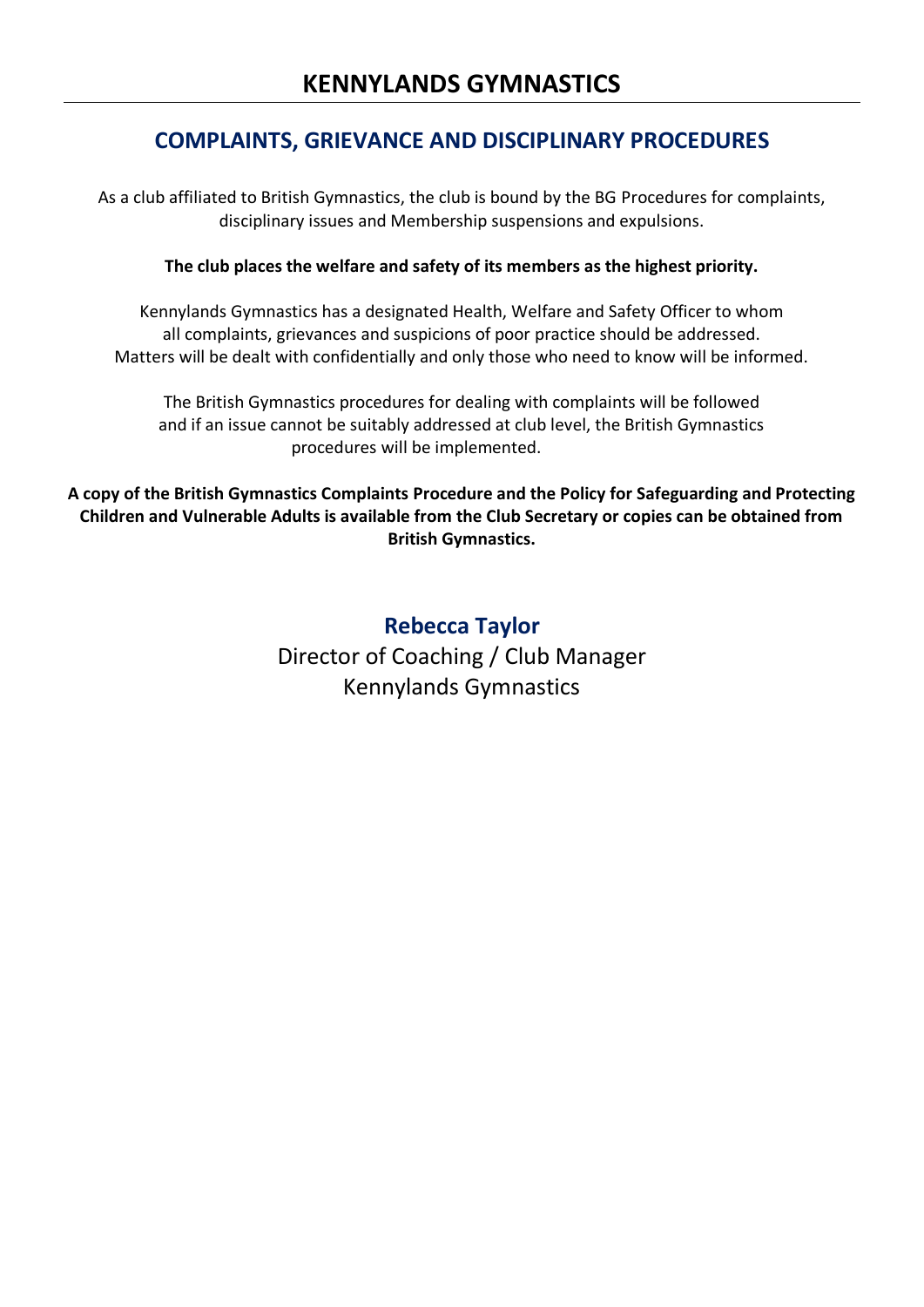# KENNYLANDS GYMNASTICS

## COMPLAINTS, GRIEVANCE AND DISCIPLINARY PROCEDURES

As a club affiliated to British Gymnastics, the club is bound by the BG Procedures for complaints, disciplinary issues and Membership suspensions and expulsions.

**The club places the welfare and safety of its members as the highest priority.**

Kennylands Gymnastics has a designated Health, Welfare and Safety Officer to whom all complaints, grievances and suspicions of poor practice should be addressed. Matters will be dealt with confidentially and only those who need to know will be informed.

The British Gymnastics procedures for dealing with complaints will be followed and if an issue cannot be suitably addressed at club level, the British Gymnastics procedures will be implemented.

**A copy of the British Gymnastics Complaints Procedure and the Policy for Safeguarding and Protecting Children and Vulnerable Adults is available from the Club Secretary or copies can be obtained from British Gymnastics.**

**Rebecca Taylor**
Director of Coaching / Club Manager
Kennylands Gymnastics